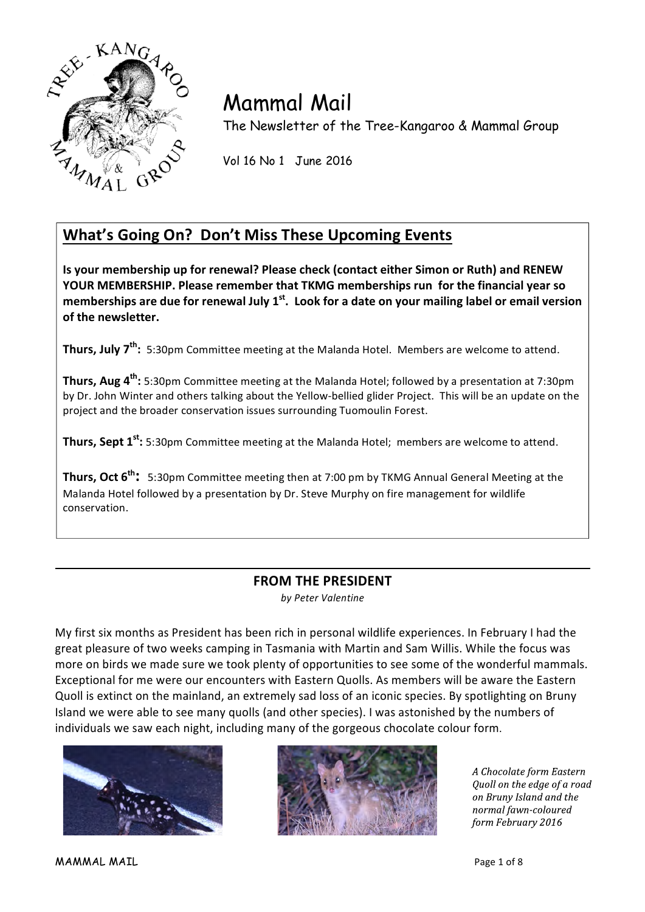# Mammal Mail

The Newsletter of the Tree-Kangaroo & Mammal Group

Vol 16 No 1 June 2016

## What's Going On? Don't Miss These Upcoming Events

**Is your membership up for renewal? Please check (contact either Simon or Ruth) and RENEW YOUR MEMBERSHIP. Please remember that TKMG memberships run for the financial year so memberships are due for renewal July 1st. Look for a date on your mailing label or email version of the newsletter.**

**Thurs, July 7th:** 5:30pm Committee meeting at the Malanda Hotel. Members are welcome to attend.

**Thurs, Aug 4th:** 5:30pm Committee meeting at the Malanda Hotel; followed by a presentation at 7:30pm by Dr. John Winter and others talking about the Yellow-bellied glider Project. This will be an update on the project and the broader conservation issues surrounding Tuomoulin Forest.

**Thurs, Sept 1st:** 5:30pm Committee meeting at the Malanda Hotel; members are welcome to attend.

**Thurs, Oct 6th:** 5:30pm Committee meeting then at 7:00 pm by TKMG Annual General Meeting at the Malanda Hotel followed by a presentation by Dr. Steve Murphy on fire management for wildlife conservation.

---

## FROM THE PRESIDENT

*by Peter Valentine*

My first six months as President has been rich in personal wildlife experiences. In February I had the great pleasure of two weeks camping in Tasmania with Martin and Sam Willis. While the focus was more on birds we made sure we took plenty of opportunities to see some of the wonderful mammals. Exceptional for me were our encounters with Eastern Quolls. As members will be aware the Eastern Quoll is extinct on the mainland, an extremely sad loss of an iconic species. By spotlighting on Bruny Island we were able to see many quolls (and other species). I was astonished by the numbers of individuals we saw each night, including many of the gorgeous chocolate colour form.

*A Chocolate form Eastern Quoll on the edge of a road on Bruny Island and the normal fawn-coloured form February 2016*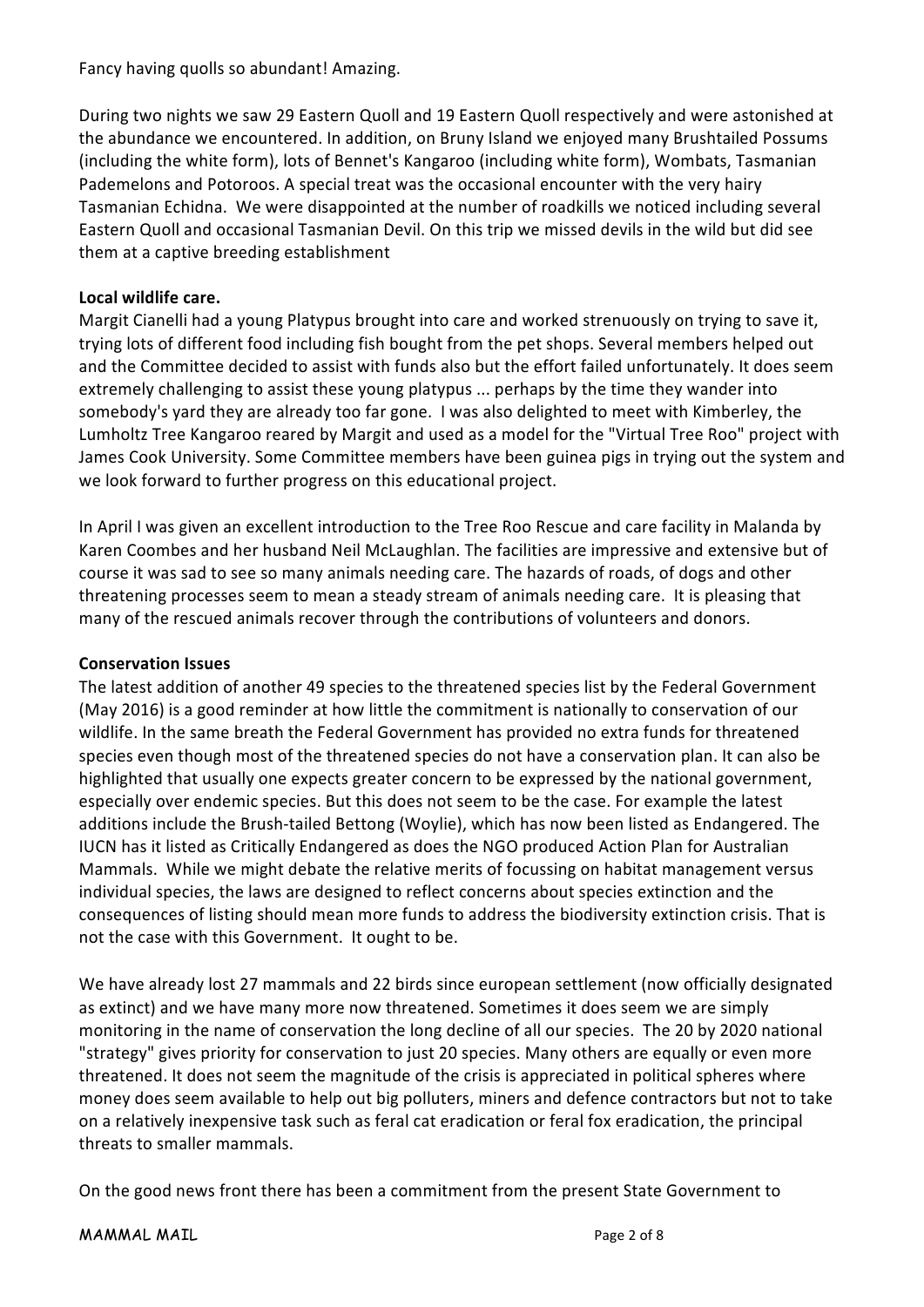Fancy having quolls so abundant! Amazing.

During two nights we saw 29 Eastern Quoll and 19 Eastern Quoll respectively and were astonished at the abundance we encountered. In addition, on Bruny Island we enjoyed many Brushtailed Possums (including the white form), lots of Bennet's Kangaroo (including white form), Wombats, Tasmanian Pademelons and Potoroos. A special treat was the occasional encounter with the very hairy Tasmanian Echidna. We were disappointed at the number of roadkills we noticed including several Eastern Quoll and occasional Tasmanian Devil. On this trip we missed devils in the wild but did see them at a captive breeding establishment

**Local wildlife care.**

Margit Cianelli had a young Platypus brought into care and worked strenuously on trying to save it, trying lots of different food including fish bought from the pet shops. Several members helped out and the Committee decided to assist with funds also but the effort failed unfortunately. It does seem extremely challenging to assist these young platypus ... perhaps by the time they wander into somebody's yard they are already too far gone. I was also delighted to meet with Kimberley, the Lumholtz Tree Kangaroo reared by Margit and used as a model for the "Virtual Tree Roo" project with James Cook University. Some Committee members have been guinea pigs in trying out the system and we look forward to further progress on this educational project.

In April I was given an excellent introduction to the Tree Roo Rescue and care facility in Malanda by Karen Coombes and her husband Neil McLaughlan. The facilities are impressive and extensive but of course it was sad to see so many animals needing care. The hazards of roads, of dogs and other threatening processes seem to mean a steady stream of animals needing care. It is pleasing that many of the rescued animals recover through the contributions of volunteers and donors.

**Conservation Issues**

The latest addition of another 49 species to the threatened species list by the Federal Government (May 2016) is a good reminder at how little the commitment is nationally to conservation of our wildlife. In the same breath the Federal Government has provided no extra funds for threatened species even though most of the threatened species do not have a conservation plan. It can also be highlighted that usually one expects greater concern to be expressed by the national government, especially over endemic species. But this does not seem to be the case. For example the latest additions include the Brush-tailed Bettong (Woylie), which has now been listed as Endangered. The IUCN has it listed as Critically Endangered as does the NGO produced Action Plan for Australian Mammals. While we might debate the relative merits of focussing on habitat management versus individual species, the laws are designed to reflect concerns about species extinction and the consequences of listing should mean more funds to address the biodiversity extinction crisis. That is not the case with this Government. It ought to be.

We have already lost 27 mammals and 22 birds since european settlement (now officially designated as extinct) and we have many more now threatened. Sometimes it does seem we are simply monitoring in the name of conservation the long decline of all our species. The 20 by 2020 national "strategy" gives priority for conservation to just 20 species. Many others are equally or even more threatened. It does not seem the magnitude of the crisis is appreciated in political spheres where money does seem available to help out big polluters, miners and defence contractors but not to take on a relatively inexpensive task such as feral cat eradication or feral fox eradication, the principal threats to smaller mammals.

On the good news front there has been a commitment from the present State Government to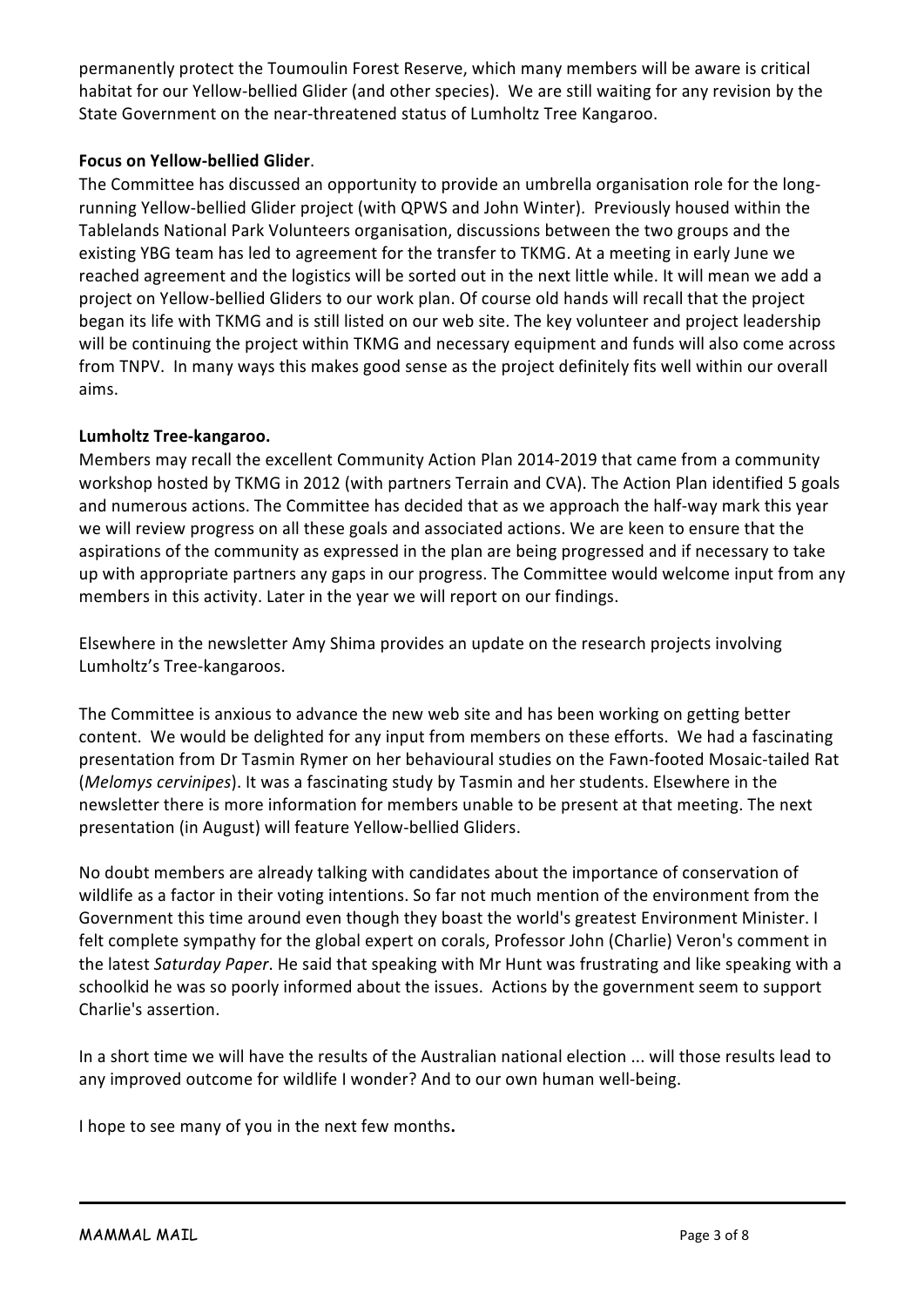permanently protect the Toumoulin Forest Reserve, which many members will be aware is critical habitat for our Yellow-bellied Glider (and other species). We are still waiting for any revision by the State Government on the near-threatened status of Lumholtz Tree Kangaroo.

**Focus on Yellow-bellied Glider**.

The Committee has discussed an opportunity to provide an umbrella organisation role for the long-running Yellow-bellied Glider project (with QPWS and John Winter). Previously housed within the Tablelands National Park Volunteers organisation, discussions between the two groups and the existing YBG team has led to agreement for the transfer to TKMG. At a meeting in early June we reached agreement and the logistics will be sorted out in the next little while. It will mean we add a project on Yellow-bellied Gliders to our work plan. Of course old hands will recall that the project began its life with TKMG and is still listed on our web site. The key volunteer and project leadership will be continuing the project within TKMG and necessary equipment and funds will also come across from TNPV. In many ways this makes good sense as the project definitely fits well within our overall aims.

**Lumholtz Tree-kangaroo.**

Members may recall the excellent Community Action Plan 2014-2019 that came from a community workshop hosted by TKMG in 2012 (with partners Terrain and CVA). The Action Plan identified 5 goals and numerous actions. The Committee has decided that as we approach the half-way mark this year we will review progress on all these goals and associated actions. We are keen to ensure that the aspirations of the community as expressed in the plan are being progressed and if necessary to take up with appropriate partners any gaps in our progress. The Committee would welcome input from any members in this activity. Later in the year we will report on our findings.

Elsewhere in the newsletter Amy Shima provides an update on the research projects involving Lumholtz's Tree-kangaroos.

The Committee is anxious to advance the new web site and has been working on getting better content. We would be delighted for any input from members on these efforts. We had a fascinating presentation from Dr Tasmin Rymer on her behavioural studies on the Fawn-footed Mosaic-tailed Rat (*Melomys cervinipes*). It was a fascinating study by Tasmin and her students. Elsewhere in the newsletter there is more information for members unable to be present at that meeting. The next presentation (in August) will feature Yellow-bellied Gliders.

No doubt members are already talking with candidates about the importance of conservation of wildlife as a factor in their voting intentions. So far not much mention of the environment from the Government this time around even though they boast the world's greatest Environment Minister. I felt complete sympathy for the global expert on corals, Professor John (Charlie) Veron's comment in the latest *Saturday Paper*. He said that speaking with Mr Hunt was frustrating and like speaking with a schoolkid he was so poorly informed about the issues. Actions by the government seem to support Charlie's assertion.

In a short time we will have the results of the Australian national election ... will those results lead to any improved outcome for wildlife I wonder? And to our own human well-being.

I hope to see many of you in the next few months**.**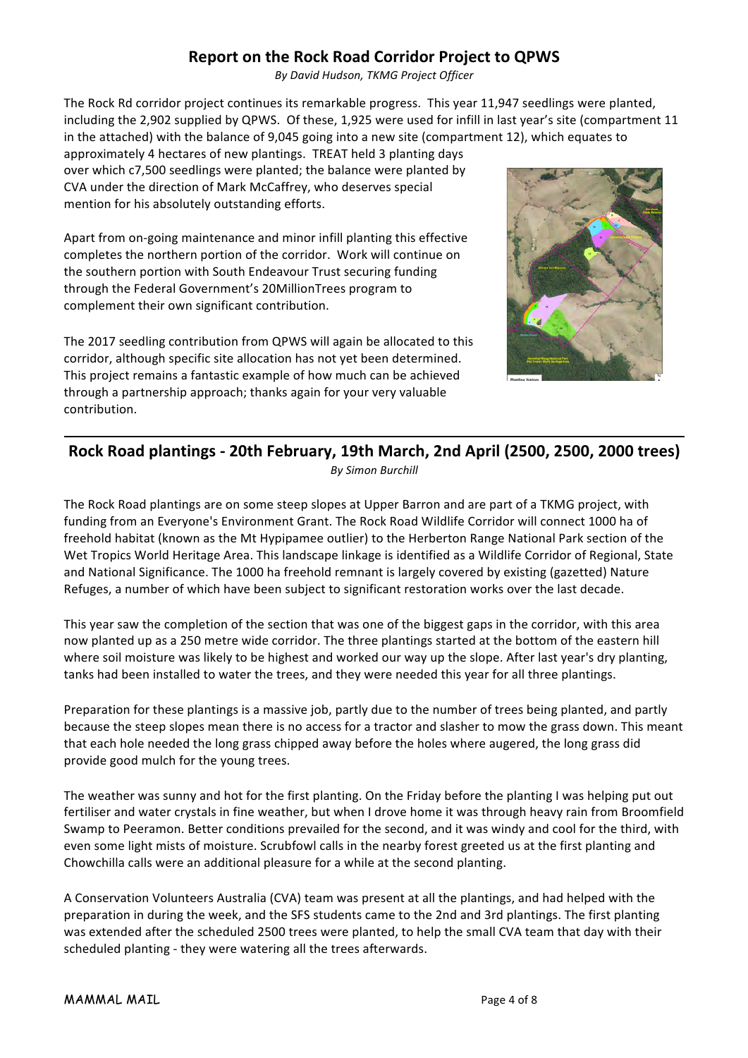## Report on the Rock Road Corridor Project to QPWS

*By David Hudson, TKMG Project Officer*

The Rock Rd corridor project continues its remarkable progress. This year 11,947 seedlings were planted, including the 2,902 supplied by QPWS. Of these, 1,925 were used for infill in last year's site (compartment 11 in the attached) with the balance of 9,045 going into a new site (compartment 12), which equates to approximately 4 hectares of new plantings. TREAT held 3 planting days over which c7,500 seedlings were planted; the balance were planted by CVA under the direction of Mark McCaffrey, who deserves special mention for his absolutely outstanding efforts.

Apart from on-going maintenance and minor infill planting this effective completes the northern portion of the corridor. Work will continue on the southern portion with South Endeavour Trust securing funding through the Federal Government's 20MillionTrees program to complement their own significant contribution.

The 2017 seedling contribution from QPWS will again be allocated to this corridor, although specific site allocation has not yet been determined. This project remains a fantastic example of how much can be achieved through a partnership approach; thanks again for your very valuable contribution.

---

## Rock Road plantings - 20th February, 19th March, 2nd April (2500, 2500, 2000 trees)

*By Simon Burchill*

The Rock Road plantings are on some steep slopes at Upper Barron and are part of a TKMG project, with funding from an Everyone's Environment Grant. The Rock Road Wildlife Corridor will connect 1000 ha of freehold habitat (known as the Mt Hypipamee outlier) to the Herberton Range National Park section of the Wet Tropics World Heritage Area. This landscape linkage is identified as a Wildlife Corridor of Regional, State and National Significance. The 1000 ha freehold remnant is largely covered by existing (gazetted) Nature Refuges, a number of which have been subject to significant restoration works over the last decade.

This year saw the completion of the section that was one of the biggest gaps in the corridor, with this area now planted up as a 250 metre wide corridor. The three plantings started at the bottom of the eastern hill where soil moisture was likely to be highest and worked our way up the slope. After last year's dry planting, tanks had been installed to water the trees, and they were needed this year for all three plantings.

Preparation for these plantings is a massive job, partly due to the number of trees being planted, and partly because the steep slopes mean there is no access for a tractor and slasher to mow the grass down. This meant that each hole needed the long grass chipped away before the holes where augered, the long grass did provide good mulch for the young trees.

The weather was sunny and hot for the first planting. On the Friday before the planting I was helping put out fertiliser and water crystals in fine weather, but when I drove home it was through heavy rain from Broomfield Swamp to Peeramon. Better conditions prevailed for the second, and it was windy and cool for the third, with even some light mists of moisture. Scrubfowl calls in the nearby forest greeted us at the first planting and Chowchilla calls were an additional pleasure for a while at the second planting.

A Conservation Volunteers Australia (CVA) team was present at all the plantings, and had helped with the preparation in during the week, and the SFS students came to the 2nd and 3rd plantings. The first planting was extended after the scheduled 2500 trees were planted, to help the small CVA team that day with their scheduled planting - they were watering all the trees afterwards.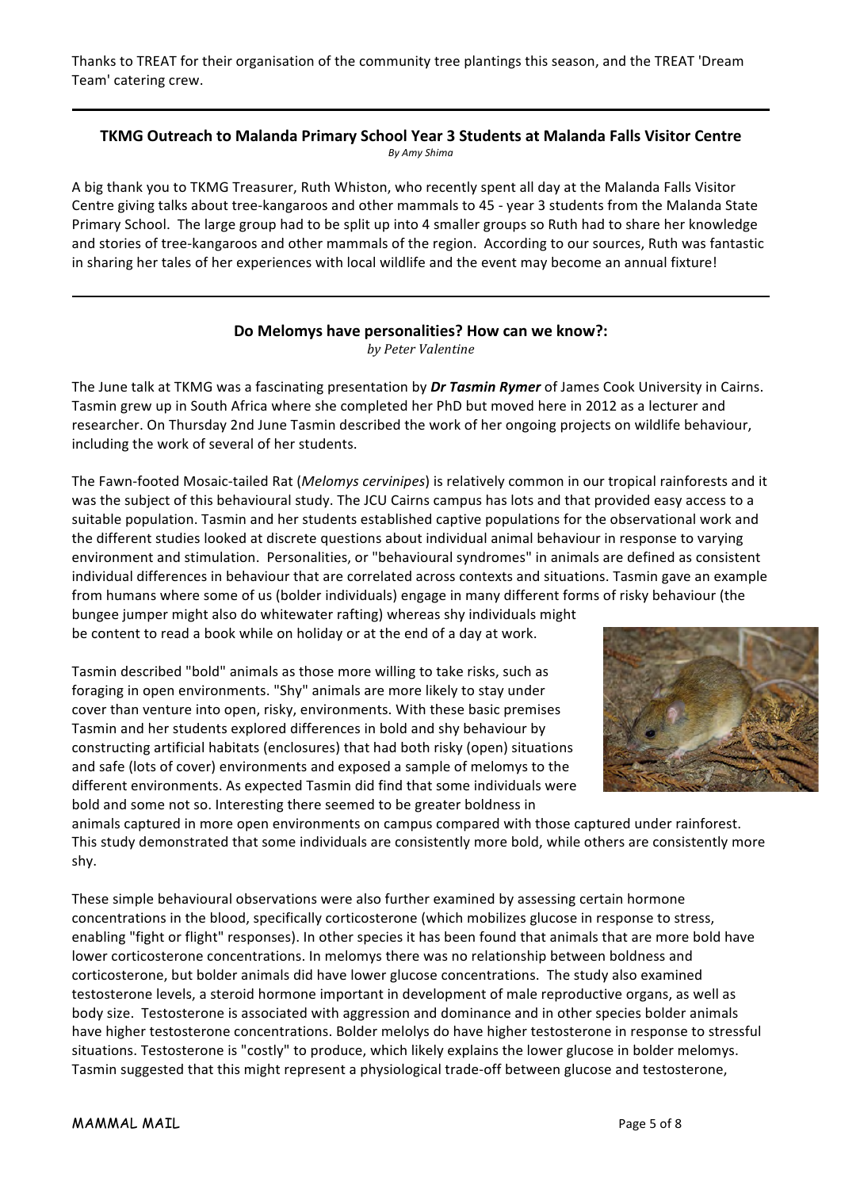Thanks to TREAT for their organisation of the community tree plantings this season, and the TREAT 'Dream Team' catering crew.

---

### TKMG Outreach to Malanda Primary School Year 3 Students at Malanda Falls Visitor Centre

*By Amy Shima*

A big thank you to TKMG Treasurer, Ruth Whiston, who recently spent all day at the Malanda Falls Visitor Centre giving talks about tree-kangaroos and other mammals to 45 - year 3 students from the Malanda State Primary School. The large group had to be split up into 4 smaller groups so Ruth had to share her knowledge and stories of tree-kangaroos and other mammals of the region. According to our sources, Ruth was fantastic in sharing her tales of her experiences with local wildlife and the event may become an annual fixture!

---

### Do Melomys have personalities? How can we know?:

*by Peter Valentine*

The June talk at TKMG was a fascinating presentation by ***Dr Tasmin Rymer*** of James Cook University in Cairns. Tasmin grew up in South Africa where she completed her PhD but moved here in 2012 as a lecturer and researcher. On Thursday 2nd June Tasmin described the work of her ongoing projects on wildlife behaviour, including the work of several of her students.

The Fawn-footed Mosaic-tailed Rat (*Melomys cervinipes*) is relatively common in our tropical rainforests and it was the subject of this behavioural study. The JCU Cairns campus has lots and that provided easy access to a suitable population. Tasmin and her students established captive populations for the observational work and the different studies looked at discrete questions about individual animal behaviour in response to varying environment and stimulation. Personalities, or "behavioural syndromes" in animals are defined as consistent individual differences in behaviour that are correlated across contexts and situations. Tasmin gave an example from humans where some of us (bolder individuals) engage in many different forms of risky behaviour (the bungee jumper might also do whitewater rafting) whereas shy individuals might be content to read a book while on holiday or at the end of a day at work.

Tasmin described "bold" animals as those more willing to take risks, such as foraging in open environments. "Shy" animals are more likely to stay under cover than venture into open, risky, environments. With these basic premises Tasmin and her students explored differences in bold and shy behaviour by constructing artificial habitats (enclosures) that had both risky (open) situations and safe (lots of cover) environments and exposed a sample of melomys to the different environments. As expected Tasmin did find that some individuals were bold and some not so. Interesting there seemed to be greater boldness in animals captured in more open environments on campus compared with those captured under rainforest. This study demonstrated that some individuals are consistently more bold, while others are consistently more shy.

These simple behavioural observations were also further examined by assessing certain hormone concentrations in the blood, specifically corticosterone (which mobilizes glucose in response to stress, enabling "fight or flight" responses). In other species it has been found that animals that are more bold have lower corticosterone concentrations. In melomys there was no relationship between boldness and corticosterone, but bolder animals did have lower glucose concentrations. The study also examined testosterone levels, a steroid hormone important in development of male reproductive organs, as well as body size. Testosterone is associated with aggression and dominance and in other species bolder animals have higher testosterone concentrations. Bolder melolys do have higher testosterone in response to stressful situations. Testosterone is "costly" to produce, which likely explains the lower glucose in bolder melomys. Tasmin suggested that this might represent a physiological trade-off between glucose and testosterone,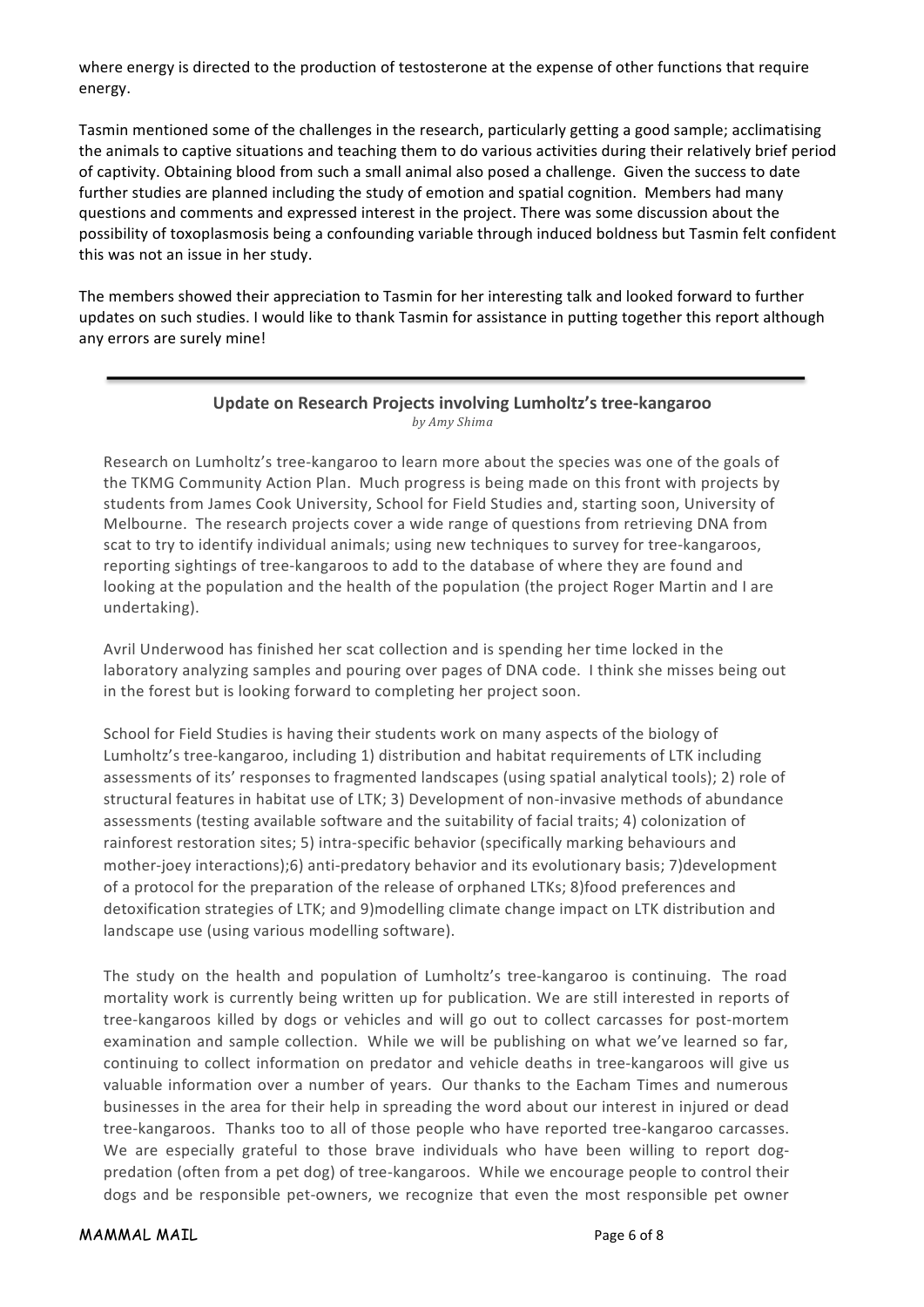where energy is directed to the production of testosterone at the expense of other functions that require energy.

Tasmin mentioned some of the challenges in the research, particularly getting a good sample; acclimatising the animals to captive situations and teaching them to do various activities during their relatively brief period of captivity. Obtaining blood from such a small animal also posed a challenge. Given the success to date further studies are planned including the study of emotion and spatial cognition. Members had many questions and comments and expressed interest in the project. There was some discussion about the possibility of toxoplasmosis being a confounding variable through induced boldness but Tasmin felt confident this was not an issue in her study.

The members showed their appreciation to Tasmin for her interesting talk and looked forward to further updates on such studies. I would like to thank Tasmin for assistance in putting together this report although any errors are surely mine!

---

## Update on Research Projects involving Lumholtz's tree-kangaroo

*by Amy Shima*

Research on Lumholtz's tree-kangaroo to learn more about the species was one of the goals of the TKMG Community Action Plan. Much progress is being made on this front with projects by students from James Cook University, School for Field Studies and, starting soon, University of Melbourne. The research projects cover a wide range of questions from retrieving DNA from scat to try to identify individual animals; using new techniques to survey for tree-kangaroos, reporting sightings of tree-kangaroos to add to the database of where they are found and looking at the population and the health of the population (the project Roger Martin and I are undertaking).

Avril Underwood has finished her scat collection and is spending her time locked in the laboratory analyzing samples and pouring over pages of DNA code. I think she misses being out in the forest but is looking forward to completing her project soon.

School for Field Studies is having their students work on many aspects of the biology of Lumholtz's tree-kangaroo, including 1) distribution and habitat requirements of LTK including assessments of its' responses to fragmented landscapes (using spatial analytical tools); 2) role of structural features in habitat use of LTK; 3) Development of non-invasive methods of abundance assessments (testing available software and the suitability of facial traits; 4) colonization of rainforest restoration sites; 5) intra-specific behavior (specifically marking behaviours and mother-joey interactions);6) anti-predatory behavior and its evolutionary basis; 7)development of a protocol for the preparation of the release of orphaned LTKs; 8)food preferences and detoxification strategies of LTK; and 9)modelling climate change impact on LTK distribution and landscape use (using various modelling software).

The study on the health and population of Lumholtz's tree-kangaroo is continuing. The road mortality work is currently being written up for publication. We are still interested in reports of tree-kangaroos killed by dogs or vehicles and will go out to collect carcasses for post-mortem examination and sample collection. While we will be publishing on what we've learned so far, continuing to collect information on predator and vehicle deaths in tree-kangaroos will give us valuable information over a number of years. Our thanks to the Eacham Times and numerous businesses in the area for their help in spreading the word about our interest in injured or dead tree-kangaroos. Thanks too to all of those people who have reported tree-kangaroo carcasses. We are especially grateful to those brave individuals who have been willing to report dog-predation (often from a pet dog) of tree-kangaroos. While we encourage people to control their dogs and be responsible pet-owners, we recognize that even the most responsible pet owner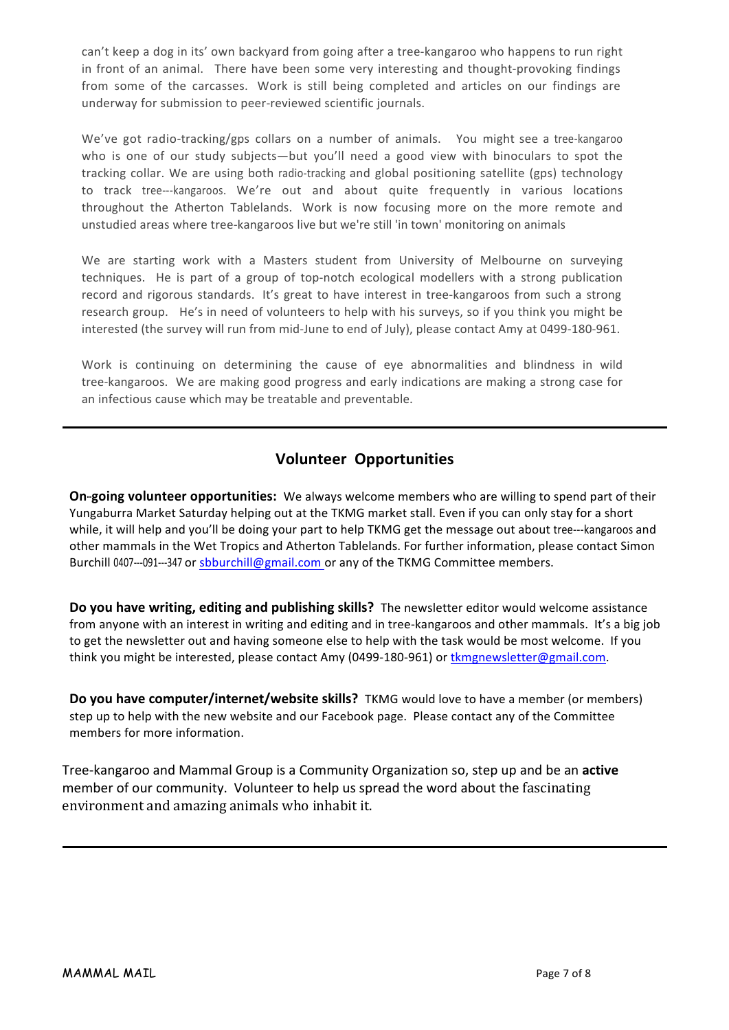can't keep a dog in its' own backyard from going after a tree-kangaroo who happens to run right in front of an animal. There have been some very interesting and thought-provoking findings from some of the carcasses. Work is still being completed and articles on our findings are underway for submission to peer-reviewed scientific journals.

We've got radio-tracking/gps collars on a number of animals. You might see a tree-kangaroo who is one of our study subjects—but you'll need a good view with binoculars to spot the tracking collar. We are using both radio-tracking and global positioning satellite (gps) technology to track tree---kangaroos. We're out and about quite frequently in various locations throughout the Atherton Tablelands. Work is now focusing more on the more remote and unstudied areas where tree-kangaroos live but we're still 'in town' monitoring on animals

We are starting work with a Masters student from University of Melbourne on surveying techniques. He is part of a group of top-notch ecological modellers with a strong publication record and rigorous standards. It's great to have interest in tree-kangaroos from such a strong research group. He's in need of volunteers to help with his surveys, so if you think you might be interested (the survey will run from mid-June to end of July), please contact Amy at 0499-180-961.

Work is continuing on determining the cause of eye abnormalities and blindness in wild tree-kangaroos. We are making good progress and early indications are making a strong case for an infectious cause which may be treatable and preventable.

---

## Volunteer Opportunities

**On-going volunteer opportunities:** We always welcome members who are willing to spend part of their Yungaburra Market Saturday helping out at the TKMG market stall. Even if you can only stay for a short while, it will help and you'll be doing your part to help TKMG get the message out about tree---kangaroos and other mammals in the Wet Tropics and Atherton Tablelands. For further information, please contact Simon Burchill 0407---091---347 or sbburchill@gmail.com or any of the TKMG Committee members.

**Do you have writing, editing and publishing skills?** The newsletter editor would welcome assistance from anyone with an interest in writing and editing and in tree-kangaroos and other mammals. It's a big job to get the newsletter out and having someone else to help with the task would be most welcome. If you think you might be interested, please contact Amy (0499-180-961) or tkmgnewsletter@gmail.com.

**Do you have computer/internet/website skills?** TKMG would love to have a member (or members) step up to help with the new website and our Facebook page. Please contact any of the Committee members for more information.

Tree-kangaroo and Mammal Group is a Community Organization so, step up and be an **active** member of our community. Volunteer to help us spread the word about the fascinating environment and amazing animals who inhabit it.

---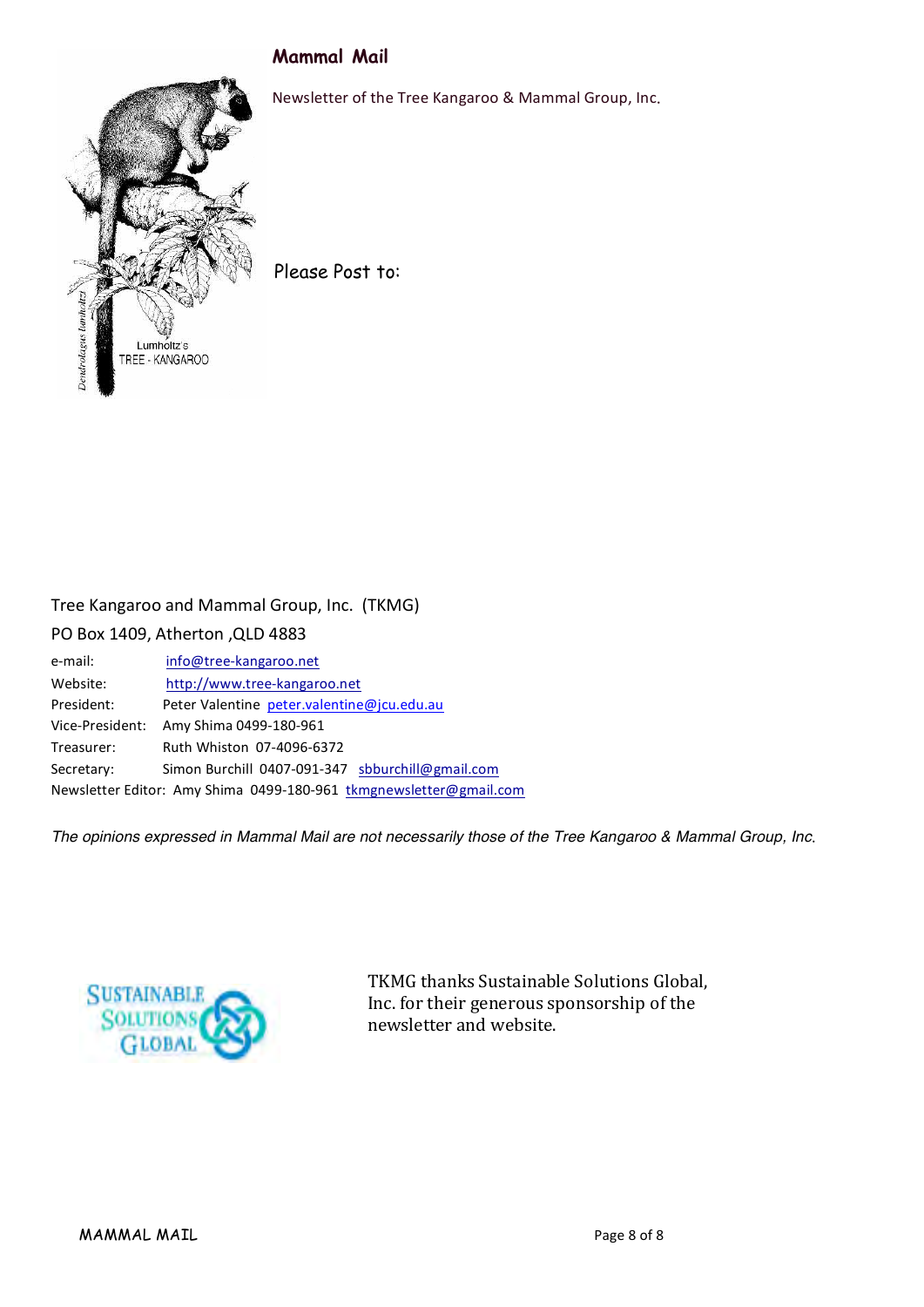## Mammal Mail

Newsletter of the Tree Kangaroo & Mammal Group, Inc.

Please Post to:

Tree Kangaroo and Mammal Group, Inc. (TKMG)

PO Box 1409, Atherton ,QLD 4883

| | |
|---|---|
| e-mail: | info@tree-kangaroo.net |
| Website: | http://www.tree-kangaroo.net |
| President: | Peter Valentine peter.valentine@jcu.edu.au |
| Vice-President: | Amy Shima 0499-180-961 |
| Treasurer: | Ruth Whiston 07-4096-6372 |
| Secretary: | Simon Burchill 0407-091-347 sbburchill@gmail.com |
| Newsletter Editor: | Amy Shima 0499-180-961 tkmgnewsletter@gmail.com |

*The opinions expressed in Mammal Mail are not necessarily those of the Tree Kangaroo & Mammal Group, Inc.*

TKMG thanks Sustainable Solutions Global, Inc. for their generous sponsorship of the newsletter and website.